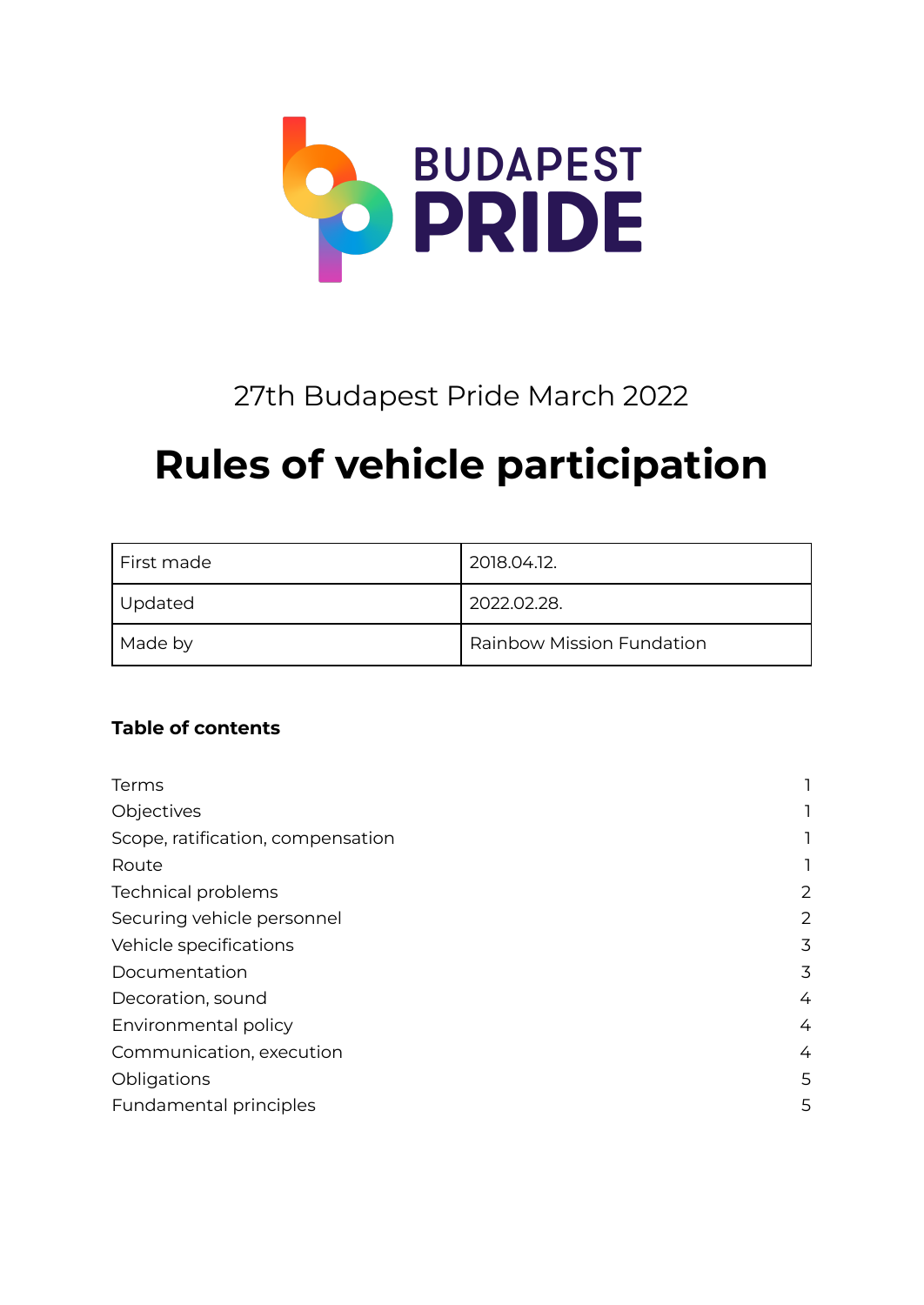BUDAPEST PRIDE

27th Budapest Pride March 2022

# Rules of vehicle participation

| First made | 2018.04.12. |
|---|---|
| Updated | 2022.02.28. |
| Made by | Rainbow Mission Fundation |

**Table of contents**

| | |
|---|---|
| Terms | 1 |
| Objectives | 1 |
| Scope, ratification, compensation | 1 |
| Route | 1 |
| Technical problems | 2 |
| Securing vehicle personnel | 2 |
| Vehicle specifications | 3 |
| Documentation | 3 |
| Decoration, sound | 4 |
| Environmental policy | 4 |
| Communication, execution | 4 |
| Obligations | 5 |
| Fundamental principles | 5 |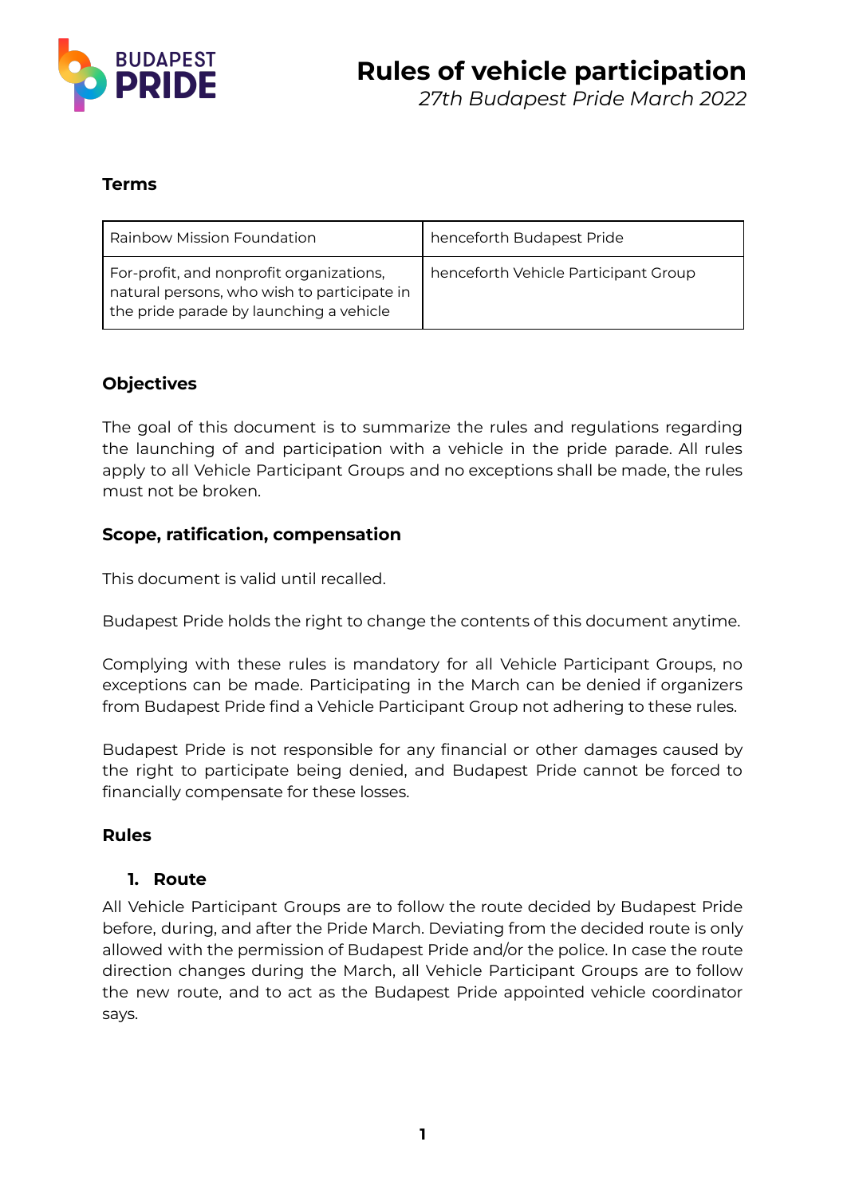# Rules of vehicle participation

*27th Budapest Pride March 2022*

### Terms

| Rainbow Mission Foundation | henceforth Budapest Pride |
|---|---|
| For-profit, and nonprofit organizations, natural persons, who wish to participate in the pride parade by launching a vehicle | henceforth Vehicle Participant Group |

### Objectives

The goal of this document is to summarize the rules and regulations regarding the launching of and participation with a vehicle in the pride parade. All rules apply to all Vehicle Participant Groups and no exceptions shall be made, the rules must not be broken.

### Scope, ratification, compensation

This document is valid until recalled.

Budapest Pride holds the right to change the contents of this document anytime.

Complying with these rules is mandatory for all Vehicle Participant Groups, no exceptions can be made. Participating in the March can be denied if organizers from Budapest Pride find a Vehicle Participant Group not adhering to these rules.

Budapest Pride is not responsible for any financial or other damages caused by the right to participate being denied, and Budapest Pride cannot be forced to financially compensate for these losses.

### Rules

#### 1. Route

All Vehicle Participant Groups are to follow the route decided by Budapest Pride before, during, and after the Pride March. Deviating from the decided route is only allowed with the permission of Budapest Pride and/or the police. In case the route direction changes during the March, all Vehicle Participant Groups are to follow the new route, and to act as the Budapest Pride appointed vehicle coordinator says.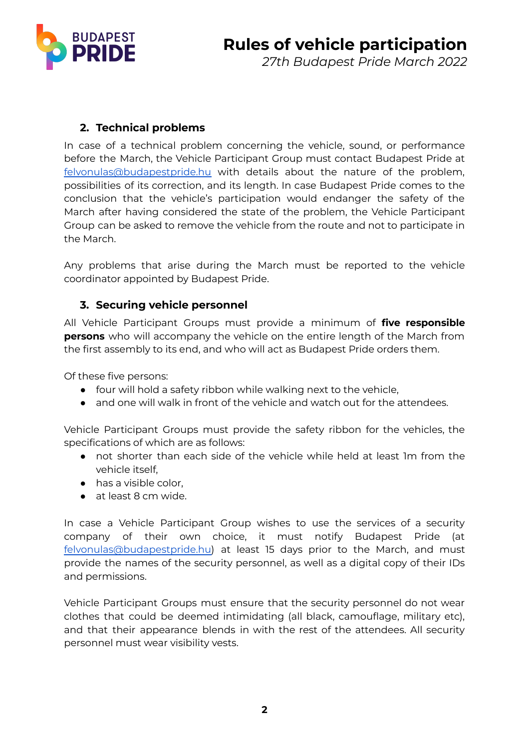## 2. Technical problems

In case of a technical problem concerning the vehicle, sound, or performance before the March, the Vehicle Participant Group must contact Budapest Pride at felvonulas@budapestpride.hu with details about the nature of the problem, possibilities of its correction, and its length. In case Budapest Pride comes to the conclusion that the vehicle's participation would endanger the safety of the March after having considered the state of the problem, the Vehicle Participant Group can be asked to remove the vehicle from the route and not to participate in the March.

Any problems that arise during the March must be reported to the vehicle coordinator appointed by Budapest Pride.

## 3. Securing vehicle personnel

All Vehicle Participant Groups must provide a minimum of **five responsible persons** who will accompany the vehicle on the entire length of the March from the first assembly to its end, and who will act as Budapest Pride orders them.

Of these five persons:

- four will hold a safety ribbon while walking next to the vehicle,
- and one will walk in front of the vehicle and watch out for the attendees.

Vehicle Participant Groups must provide the safety ribbon for the vehicles, the specifications of which are as follows:

- not shorter than each side of the vehicle while held at least 1m from the vehicle itself,
- has a visible color,
- at least 8 cm wide.

In case a Vehicle Participant Group wishes to use the services of a security company of their own choice, it must notify Budapest Pride (at felvonulas@budapestpride.hu) at least 15 days prior to the March, and must provide the names of the security personnel, as well as a digital copy of their IDs and permissions.

Vehicle Participant Groups must ensure that the security personnel do not wear clothes that could be deemed intimidating (all black, camouflage, military etc), and that their appearance blends in with the rest of the attendees. All security personnel must wear visibility vests.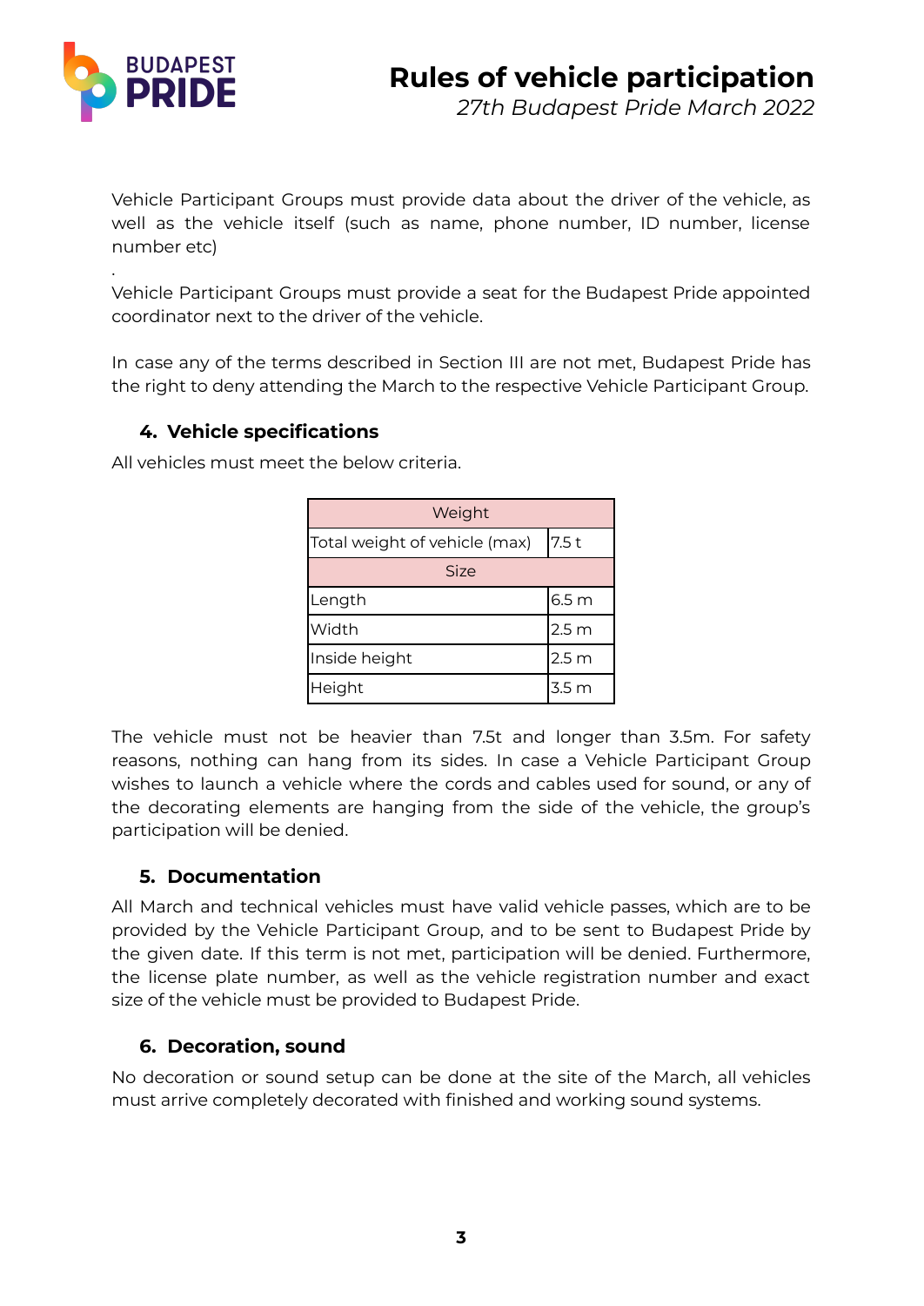Vehicle Participant Groups must provide data about the driver of the vehicle, as well as the vehicle itself (such as name, phone number, ID number, license number etc)

.

Vehicle Participant Groups must provide a seat for the Budapest Pride appointed coordinator next to the driver of the vehicle.

In case any of the terms described in Section III are not met, Budapest Pride has the right to deny attending the March to the respective Vehicle Participant Group.

## 4. Vehicle specifications

All vehicles must meet the below criteria.

| Weight | |
|---|---|
| Total weight of vehicle (max) | 7.5 t |
| **Size** | |
| Length | 6.5 m |
| Width | 2.5 m |
| Inside height | 2.5 m |
| Height | 3.5 m |

The vehicle must not be heavier than 7.5t and longer than 3.5m. For safety reasons, nothing can hang from its sides. In case a Vehicle Participant Group wishes to launch a vehicle where the cords and cables used for sound, or any of the decorating elements are hanging from the side of the vehicle, the group's participation will be denied.

## 5. Documentation

All March and technical vehicles must have valid vehicle passes, which are to be provided by the Vehicle Participant Group, and to be sent to Budapest Pride by the given date. If this term is not met, participation will be denied. Furthermore, the license plate number, as well as the vehicle registration number and exact size of the vehicle must be provided to Budapest Pride.

## 6. Decoration, sound

No decoration or sound setup can be done at the site of the March, all vehicles must arrive completely decorated with finished and working sound systems.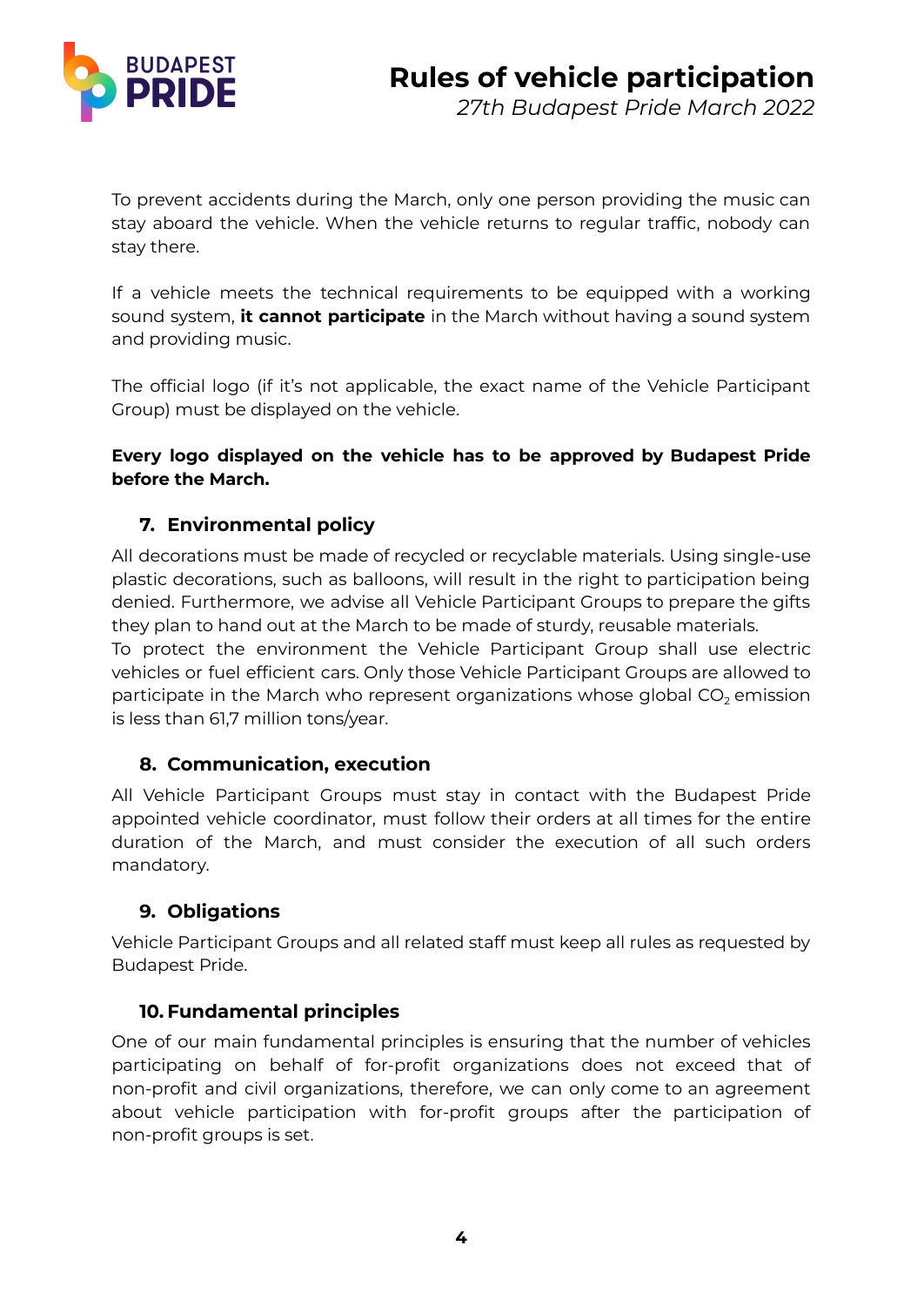To prevent accidents during the March, only one person providing the music can stay aboard the vehicle. When the vehicle returns to regular traffic, nobody can stay there.

If a vehicle meets the technical requirements to be equipped with a working sound system, **it cannot participate** in the March without having a sound system and providing music.

The official logo (if it's not applicable, the exact name of the Vehicle Participant Group) must be displayed on the vehicle.

**Every logo displayed on the vehicle has to be approved by Budapest Pride before the March.**

## 7. Environmental policy

All decorations must be made of recycled or recyclable materials. Using single-use plastic decorations, such as balloons, will result in the right to participation being denied. Furthermore, we advise all Vehicle Participant Groups to prepare the gifts they plan to hand out at the March to be made of sturdy, reusable materials.
To protect the environment the Vehicle Participant Group shall use electric vehicles or fuel efficient cars. Only those Vehicle Participant Groups are allowed to participate in the March who represent organizations whose global $CO_2$ emission is less than 61,7 million tons/year.

## 8. Communication, execution

All Vehicle Participant Groups must stay in contact with the Budapest Pride appointed vehicle coordinator, must follow their orders at all times for the entire duration of the March, and must consider the execution of all such orders mandatory.

## 9. Obligations

Vehicle Participant Groups and all related staff must keep all rules as requested by Budapest Pride.

## 10. Fundamental principles

One of our main fundamental principles is ensuring that the number of vehicles participating on behalf of for-profit organizations does not exceed that of non-profit and civil organizations, therefore, we can only come to an agreement about vehicle participation with for-profit groups after the participation of non-profit groups is set.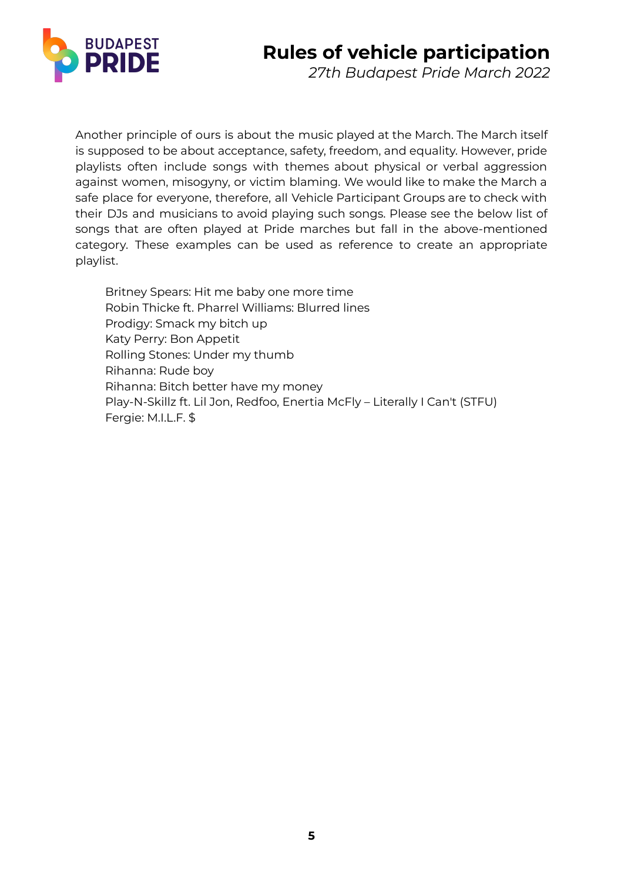Another principle of ours is about the music played at the March. The March itself is supposed to be about acceptance, safety, freedom, and equality. However, pride playlists often include songs with themes about physical or verbal aggression against women, misogyny, or victim blaming. We would like to make the March a safe place for everyone, therefore, all Vehicle Participant Groups are to check with their DJs and musicians to avoid playing such songs. Please see the below list of songs that are often played at Pride marches but fall in the above-mentioned category. These examples can be used as reference to create an appropriate playlist.

Britney Spears: Hit me baby one more time
Robin Thicke ft. Pharrel Williams: Blurred lines
Prodigy: Smack my bitch up
Katy Perry: Bon Appetit
Rolling Stones: Under my thumb
Rihanna: Rude boy
Rihanna: Bitch better have my money
Play-N-Skillz ft. Lil Jon, Redfoo, Enertia McFly – Literally I Can't (STFU)
Fergie: M.I.L.F. $